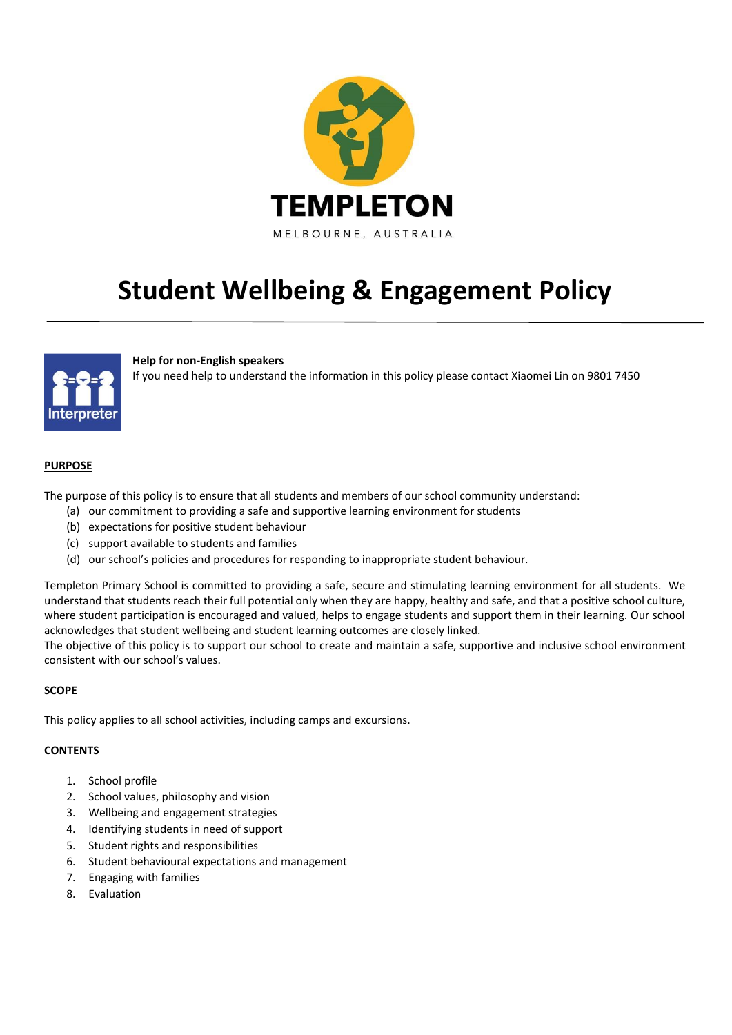TEMPLETON

MELBOURNE, AUSTRALIA

# Student Wellbeing & Engagement Policy

Interpreter

**Help for non-English speakers**

If you need help to understand the information in this policy please contact Xiaomei Lin on 9801 7450

## PURPOSE

The purpose of this policy is to ensure that all students and members of our school community understand:

(a) our commitment to providing a safe and supportive learning environment for students
(b) expectations for positive student behaviour
(c) support available to students and families
(d) our school's policies and procedures for responding to inappropriate student behaviour.

Templeton Primary School is committed to providing a safe, secure and stimulating learning environment for all students. We understand that students reach their full potential only when they are happy, healthy and safe, and that a positive school culture, where student participation is encouraged and valued, helps to engage students and support them in their learning. Our school acknowledges that student wellbeing and student learning outcomes are closely linked.

The objective of this policy is to support our school to create and maintain a safe, supportive and inclusive school environment consistent with our school's values.

## SCOPE

This policy applies to all school activities, including camps and excursions.

## CONTENTS

1. School profile
2. School values, philosophy and vision
3. Wellbeing and engagement strategies
4. Identifying students in need of support
5. Student rights and responsibilities
6. Student behavioural expectations and management
7. Engaging with families
8. Evaluation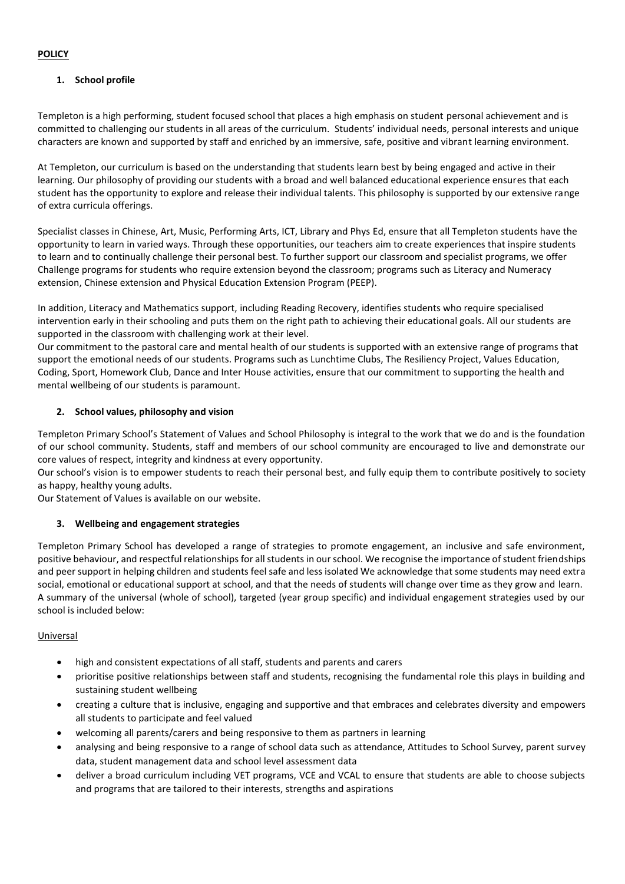**POLICY**

## 1. School profile

Templeton is a high performing, student focused school that places a high emphasis on student personal achievement and is committed to challenging our students in all areas of the curriculum. Students' individual needs, personal interests and unique characters are known and supported by staff and enriched by an immersive, safe, positive and vibrant learning environment.

At Templeton, our curriculum is based on the understanding that students learn best by being engaged and active in their learning. Our philosophy of providing our students with a broad and well balanced educational experience ensures that each student has the opportunity to explore and release their individual talents. This philosophy is supported by our extensive range of extra curricula offerings.

Specialist classes in Chinese, Art, Music, Performing Arts, ICT, Library and Phys Ed, ensure that all Templeton students have the opportunity to learn in varied ways. Through these opportunities, our teachers aim to create experiences that inspire students to learn and to continually challenge their personal best. To further support our classroom and specialist programs, we offer Challenge programs for students who require extension beyond the classroom; programs such as Literacy and Numeracy extension, Chinese extension and Physical Education Extension Program (PEEP).

In addition, Literacy and Mathematics support, including Reading Recovery, identifies students who require specialised intervention early in their schooling and puts them on the right path to achieving their educational goals. All our students are supported in the classroom with challenging work at their level.
Our commitment to the pastoral care and mental health of our students is supported with an extensive range of programs that support the emotional needs of our students. Programs such as Lunchtime Clubs, The Resiliency Project, Values Education, Coding, Sport, Homework Club, Dance and Inter House activities, ensure that our commitment to supporting the health and mental wellbeing of our students is paramount.

## 2. School values, philosophy and vision

Templeton Primary School's Statement of Values and School Philosophy is integral to the work that we do and is the foundation of our school community. Students, staff and members of our school community are encouraged to live and demonstrate our core values of respect, integrity and kindness at every opportunity.
Our school's vision is to empower students to reach their personal best, and fully equip them to contribute positively to society as happy, healthy young adults.
Our Statement of Values is available on our website.

## 3. Wellbeing and engagement strategies

Templeton Primary School has developed a range of strategies to promote engagement, an inclusive and safe environment, positive behaviour, and respectful relationships for all students in our school. We recognise the importance of student friendships and peer support in helping children and students feel safe and less isolated We acknowledge that some students may need extra social, emotional or educational support at school, and that the needs of students will change over time as they grow and learn.
A summary of the universal (whole of school), targeted (year group specific) and individual engagement strategies used by our school is included below:

Universal

- high and consistent expectations of all staff, students and parents and carers
- prioritise positive relationships between staff and students, recognising the fundamental role this plays in building and sustaining student wellbeing
- creating a culture that is inclusive, engaging and supportive and that embraces and celebrates diversity and empowers all students to participate and feel valued
- welcoming all parents/carers and being responsive to them as partners in learning
- analysing and being responsive to a range of school data such as attendance, Attitudes to School Survey, parent survey data, student management data and school level assessment data
- deliver a broad curriculum including VET programs, VCE and VCAL to ensure that students are able to choose subjects and programs that are tailored to their interests, strengths and aspirations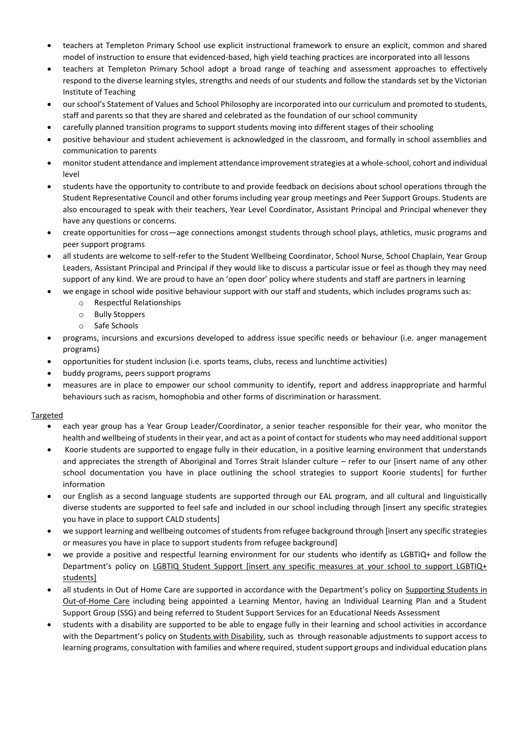- teachers at Templeton Primary School use explicit instructional framework to ensure an explicit, common and shared model of instruction to ensure that evidenced-based, high yield teaching practices are incorporated into all lessons
- teachers at Templeton Primary School adopt a broad range of teaching and assessment approaches to effectively respond to the diverse learning styles, strengths and needs of our students and follow the standards set by the Victorian Institute of Teaching
- our school's Statement of Values and School Philosophy are incorporated into our curriculum and promoted to students, staff and parents so that they are shared and celebrated as the foundation of our school community
- carefully planned transition programs to support students moving into different stages of their schooling
- positive behaviour and student achievement is acknowledged in the classroom, and formally in school assemblies and communication to parents
- monitor student attendance and implement attendance improvement strategies at a whole-school, cohort and individual level
- students have the opportunity to contribute to and provide feedback on decisions about school operations through the Student Representative Council and other forums including year group meetings and Peer Support Groups. Students are also encouraged to speak with their teachers, Year Level Coordinator, Assistant Principal and Principal whenever they have any questions or concerns.
- create opportunities for cross—age connections amongst students through school plays, athletics, music programs and peer support programs
- all students are welcome to self-refer to the Student Wellbeing Coordinator, School Nurse, School Chaplain, Year Group Leaders, Assistant Principal and Principal if they would like to discuss a particular issue or feel as though they may need support of any kind. We are proud to have an 'open door' policy where students and staff are partners in learning
- we engage in school wide positive behaviour support with our staff and students, which includes programs such as:
  - Respectful Relationships
  - Bully Stoppers
  - Safe Schools
- programs, incursions and excursions developed to address issue specific needs or behaviour (i.e. anger management programs)
- opportunities for student inclusion (i.e. sports teams, clubs, recess and lunchtime activities)
- buddy programs, peers support programs
- measures are in place to empower our school community to identify, report and address inappropriate and harmful behaviours such as racism, homophobia and other forms of discrimination or harassment.

Targeted

- each year group has a Year Group Leader/Coordinator, a senior teacher responsible for their year, who monitor the health and wellbeing of students in their year, and act as a point of contact for students who may need additional support
- Koorie students are supported to engage fully in their education, in a positive learning environment that understands and appreciates the strength of Aboriginal and Torres Strait Islander culture – refer to our [insert name of any other school documentation you have in place outlining the school strategies to support Koorie students] for further information
- our English as a second language students are supported through our EAL program, and all cultural and linguistically diverse students are supported to feel safe and included in our school including through [insert any specific strategies you have in place to support CALD students]
- we support learning and wellbeing outcomes of students from refugee background through [insert any specific strategies or measures you have in place to support students from refugee background]
- we provide a positive and respectful learning environment for our students who identify as LGBTIQ+ and follow the Department's policy on LGBTIQ Student Support [insert any specific measures at your school to support LGBTIQ+ students]
- all students in Out of Home Care are supported in accordance with the Department's policy on Supporting Students in Out-of-Home Care including being appointed a Learning Mentor, having an Individual Learning Plan and a Student Support Group (SSG) and being referred to Student Support Services for an Educational Needs Assessment
- students with a disability are supported to be able to engage fully in their learning and school activities in accordance with the Department's policy on Students with Disability, such as through reasonable adjustments to support access to learning programs, consultation with families and where required, student support groups and individual education plans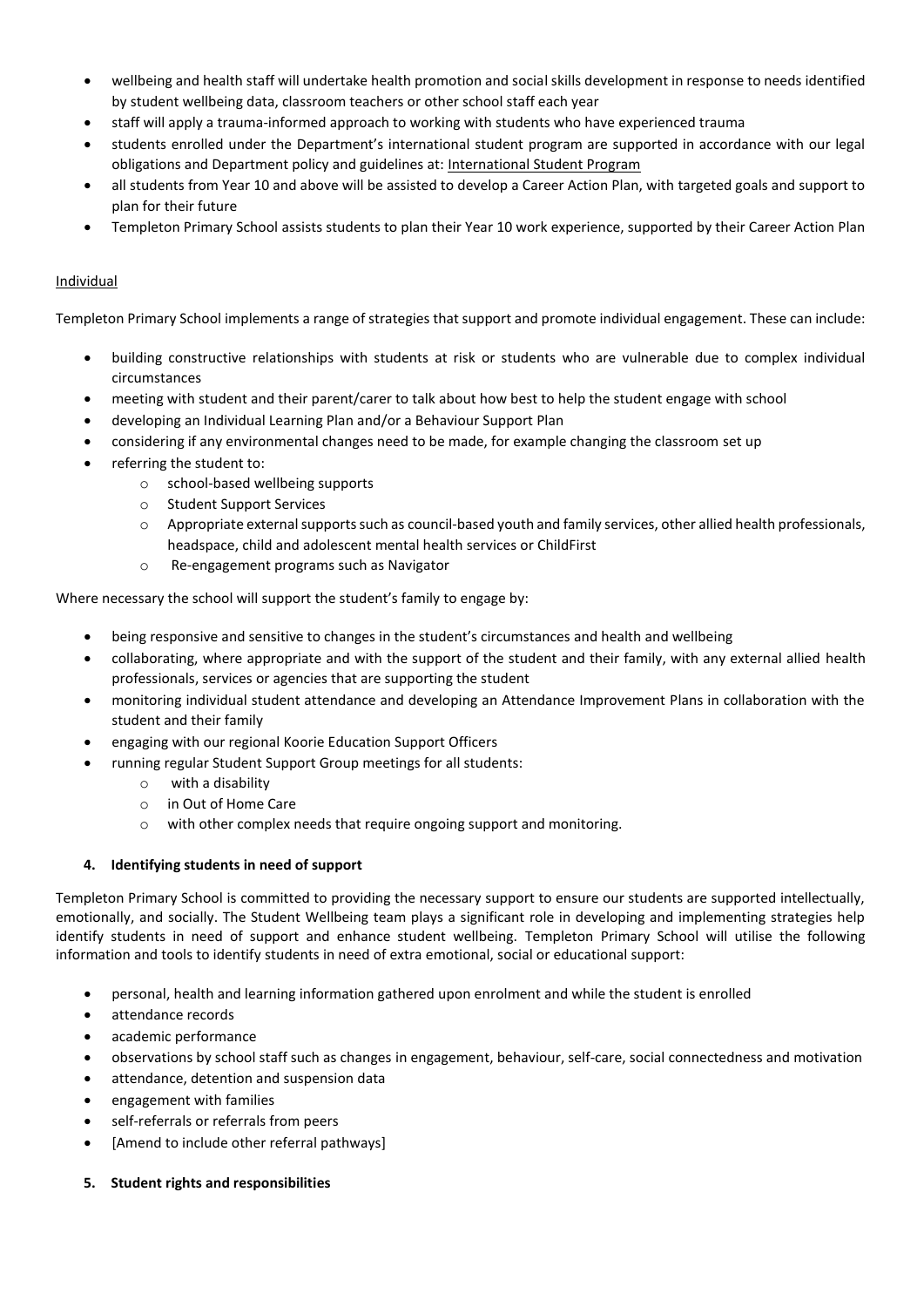- wellbeing and health staff will undertake health promotion and social skills development in response to needs identified by student wellbeing data, classroom teachers or other school staff each year
- staff will apply a trauma-informed approach to working with students who have experienced trauma
- students enrolled under the Department's international student program are supported in accordance with our legal obligations and Department policy and guidelines at: International Student Program
- all students from Year 10 and above will be assisted to develop a Career Action Plan, with targeted goals and support to plan for their future
- Templeton Primary School assists students to plan their Year 10 work experience, supported by their Career Action Plan

Individual

Templeton Primary School implements a range of strategies that support and promote individual engagement. These can include:

- building constructive relationships with students at risk or students who are vulnerable due to complex individual circumstances
- meeting with student and their parent/carer to talk about how best to help the student engage with school
- developing an Individual Learning Plan and/or a Behaviour Support Plan
- considering if any environmental changes need to be made, for example changing the classroom set up
- referring the student to:
    - school-based wellbeing supports
    - Student Support Services
    - Appropriate external supports such as council-based youth and family services, other allied health professionals, headspace, child and adolescent mental health services or ChildFirst
    - Re-engagement programs such as Navigator

Where necessary the school will support the student's family to engage by:

- being responsive and sensitive to changes in the student's circumstances and health and wellbeing
- collaborating, where appropriate and with the support of the student and their family, with any external allied health professionals, services or agencies that are supporting the student
- monitoring individual student attendance and developing an Attendance Improvement Plans in collaboration with the student and their family
- engaging with our regional Koorie Education Support Officers
- running regular Student Support Group meetings for all students:
    - with a disability
    - in Out of Home Care
    - with other complex needs that require ongoing support and monitoring.

**4. Identifying students in need of support**

Templeton Primary School is committed to providing the necessary support to ensure our students are supported intellectually, emotionally, and socially. The Student Wellbeing team plays a significant role in developing and implementing strategies help identify students in need of support and enhance student wellbeing. Templeton Primary School will utilise the following information and tools to identify students in need of extra emotional, social or educational support:

- personal, health and learning information gathered upon enrolment and while the student is enrolled
- attendance records
- academic performance
- observations by school staff such as changes in engagement, behaviour, self-care, social connectedness and motivation
- attendance, detention and suspension data
- engagement with families
- self-referrals or referrals from peers
- [Amend to include other referral pathways]

**5. Student rights and responsibilities**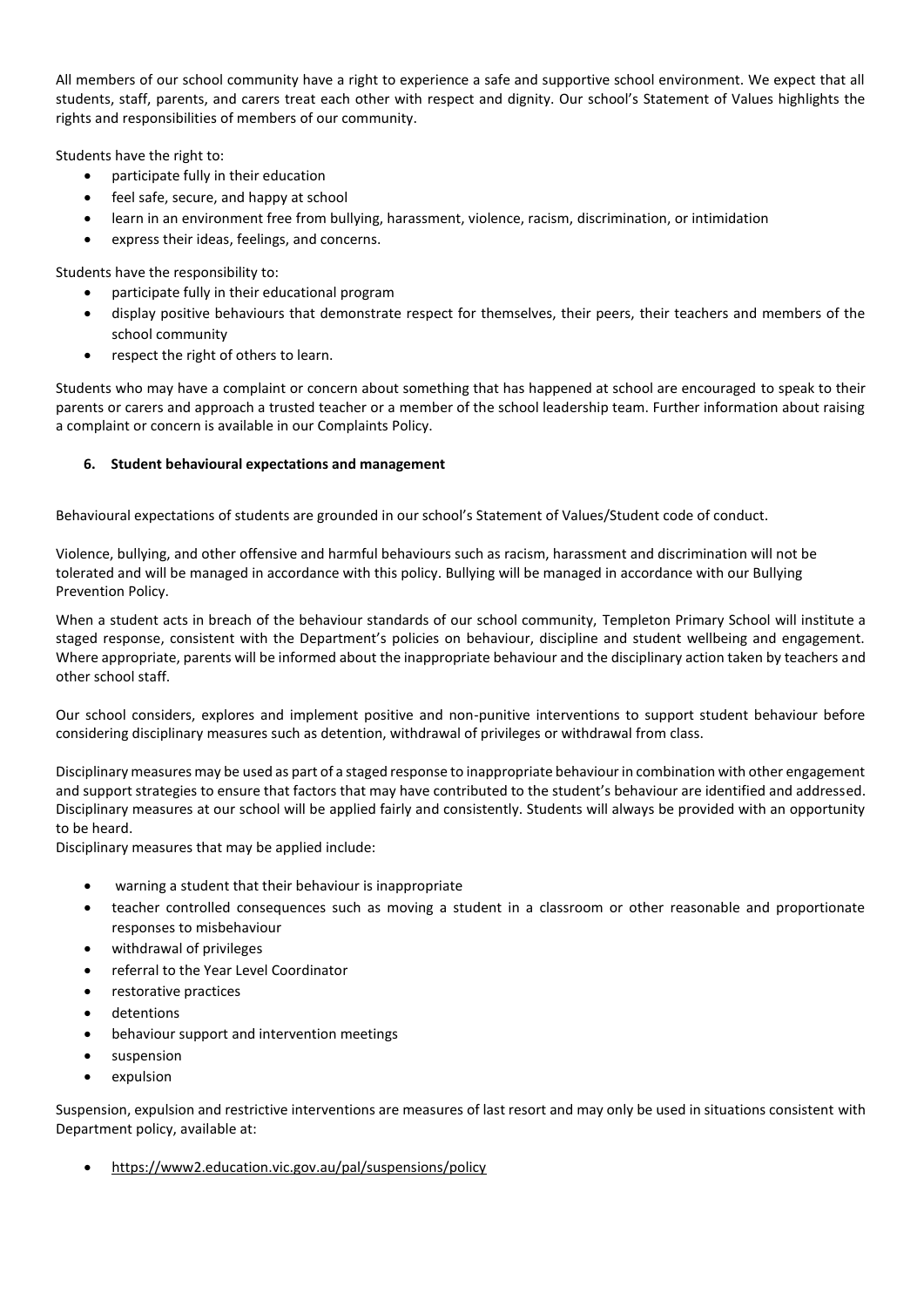All members of our school community have a right to experience a safe and supportive school environment. We expect that all students, staff, parents, and carers treat each other with respect and dignity. Our school's Statement of Values highlights the rights and responsibilities of members of our community.

Students have the right to:

- participate fully in their education
- feel safe, secure, and happy at school
- learn in an environment free from bullying, harassment, violence, racism, discrimination, or intimidation
- express their ideas, feelings, and concerns.

Students have the responsibility to:

- participate fully in their educational program
- display positive behaviours that demonstrate respect for themselves, their peers, their teachers and members of the school community
- respect the right of others to learn.

Students who may have a complaint or concern about something that has happened at school are encouraged to speak to their parents or carers and approach a trusted teacher or a member of the school leadership team. Further information about raising a complaint or concern is available in our Complaints Policy.

## 6. Student behavioural expectations and management

Behavioural expectations of students are grounded in our school's Statement of Values/Student code of conduct.

Violence, bullying, and other offensive and harmful behaviours such as racism, harassment and discrimination will not be tolerated and will be managed in accordance with this policy. Bullying will be managed in accordance with our Bullying Prevention Policy.

When a student acts in breach of the behaviour standards of our school community, Templeton Primary School will institute a staged response, consistent with the Department's policies on behaviour, discipline and student wellbeing and engagement. Where appropriate, parents will be informed about the inappropriate behaviour and the disciplinary action taken by teachers and other school staff.

Our school considers, explores and implement positive and non-punitive interventions to support student behaviour before considering disciplinary measures such as detention, withdrawal of privileges or withdrawal from class.

Disciplinary measures may be used as part of a staged response to inappropriate behaviour in combination with other engagement and support strategies to ensure that factors that may have contributed to the student's behaviour are identified and addressed. Disciplinary measures at our school will be applied fairly and consistently. Students will always be provided with an opportunity to be heard.

Disciplinary measures that may be applied include:

- warning a student that their behaviour is inappropriate
- teacher controlled consequences such as moving a student in a classroom or other reasonable and proportionate responses to misbehaviour
- withdrawal of privileges
- referral to the Year Level Coordinator
- restorative practices
- detentions
- behaviour support and intervention meetings
- suspension
- expulsion

Suspension, expulsion and restrictive interventions are measures of last resort and may only be used in situations consistent with Department policy, available at:

- https://www2.education.vic.gov.au/pal/suspensions/policy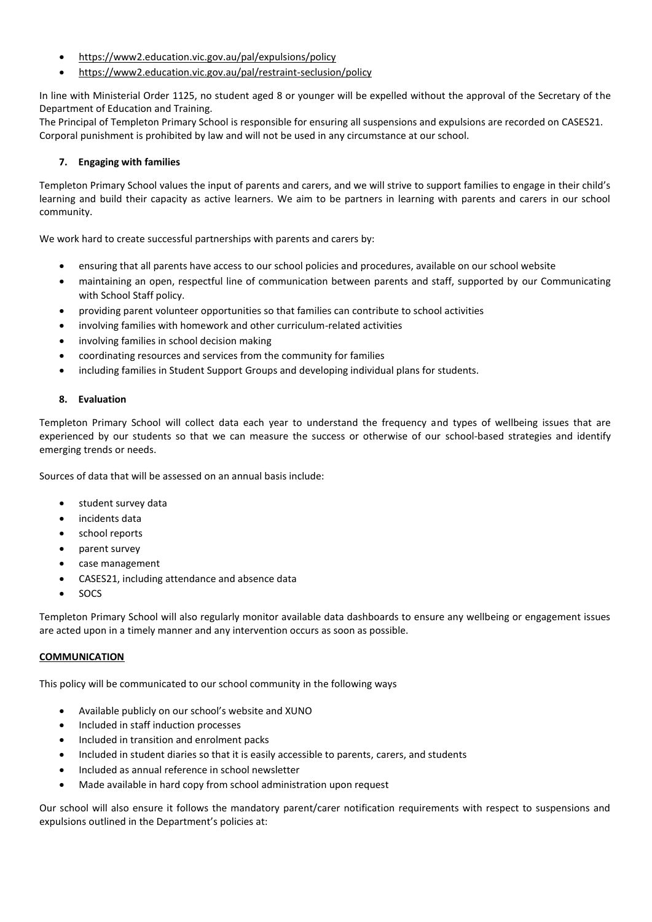- https://www2.education.vic.gov.au/pal/expulsions/policy
- https://www2.education.vic.gov.au/pal/restraint-seclusion/policy

In line with Ministerial Order 1125, no student aged 8 or younger will be expelled without the approval of the Secretary of the Department of Education and Training.
The Principal of Templeton Primary School is responsible for ensuring all suspensions and expulsions are recorded on CASES21.
Corporal punishment is prohibited by law and will not be used in any circumstance at our school.

### 7. Engaging with families

Templeton Primary School values the input of parents and carers, and we will strive to support families to engage in their child's learning and build their capacity as active learners. We aim to be partners in learning with parents and carers in our school community.

We work hard to create successful partnerships with parents and carers by:

- ensuring that all parents have access to our school policies and procedures, available on our school website
- maintaining an open, respectful line of communication between parents and staff, supported by our Communicating with School Staff policy.
- providing parent volunteer opportunities so that families can contribute to school activities
- involving families with homework and other curriculum-related activities
- involving families in school decision making
- coordinating resources and services from the community for families
- including families in Student Support Groups and developing individual plans for students.

### 8. Evaluation

Templeton Primary School will collect data each year to understand the frequency and types of wellbeing issues that are experienced by our students so that we can measure the success or otherwise of our school-based strategies and identify emerging trends or needs.

Sources of data that will be assessed on an annual basis include:

- student survey data
- incidents data
- school reports
- parent survey
- case management
- CASES21, including attendance and absence data
- SOCS

Templeton Primary School will also regularly monitor available data dashboards to ensure any wellbeing or engagement issues are acted upon in a timely manner and any intervention occurs as soon as possible.

## COMMUNICATION

This policy will be communicated to our school community in the following ways

- Available publicly on our school's website and XUNO
- Included in staff induction processes
- Included in transition and enrolment packs
- Included in student diaries so that it is easily accessible to parents, carers, and students
- Included as annual reference in school newsletter
- Made available in hard copy from school administration upon request

Our school will also ensure it follows the mandatory parent/carer notification requirements with respect to suspensions and expulsions outlined in the Department's policies at: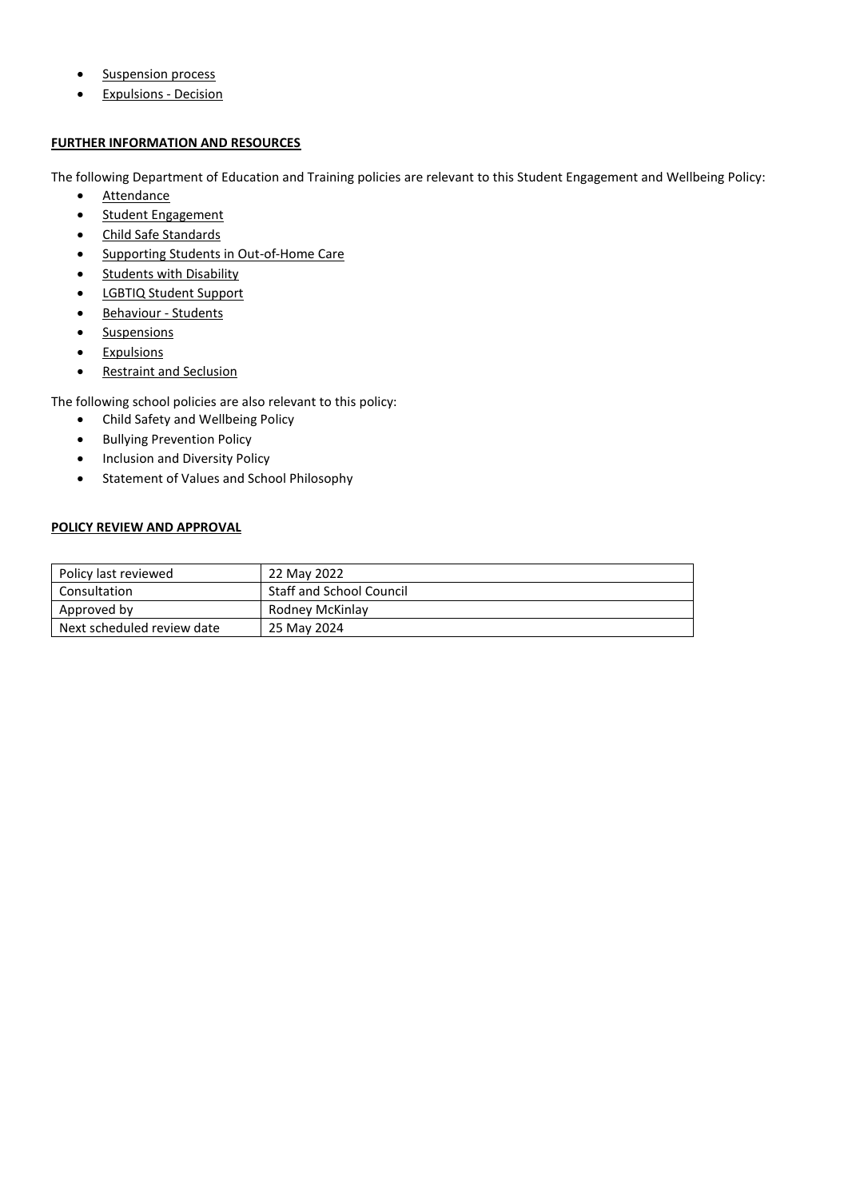- Suspension process
- Expulsions - Decision

**FURTHER INFORMATION AND RESOURCES**

The following Department of Education and Training policies are relevant to this Student Engagement and Wellbeing Policy:

- Attendance
- Student Engagement
- Child Safe Standards
- Supporting Students in Out-of-Home Care
- Students with Disability
- LGBTIQ Student Support
- Behaviour - Students
- Suspensions
- Expulsions
- Restraint and Seclusion

The following school policies are also relevant to this policy:

- Child Safety and Wellbeing Policy
- Bullying Prevention Policy
- Inclusion and Diversity Policy
- Statement of Values and School Philosophy

**POLICY REVIEW AND APPROVAL**

| | |
|---|---|
| Policy last reviewed | 22 May 2022 |
| Consultation | Staff and School Council |
| Approved by | Rodney McKinlay |
| Next scheduled review date | 25 May 2024 |